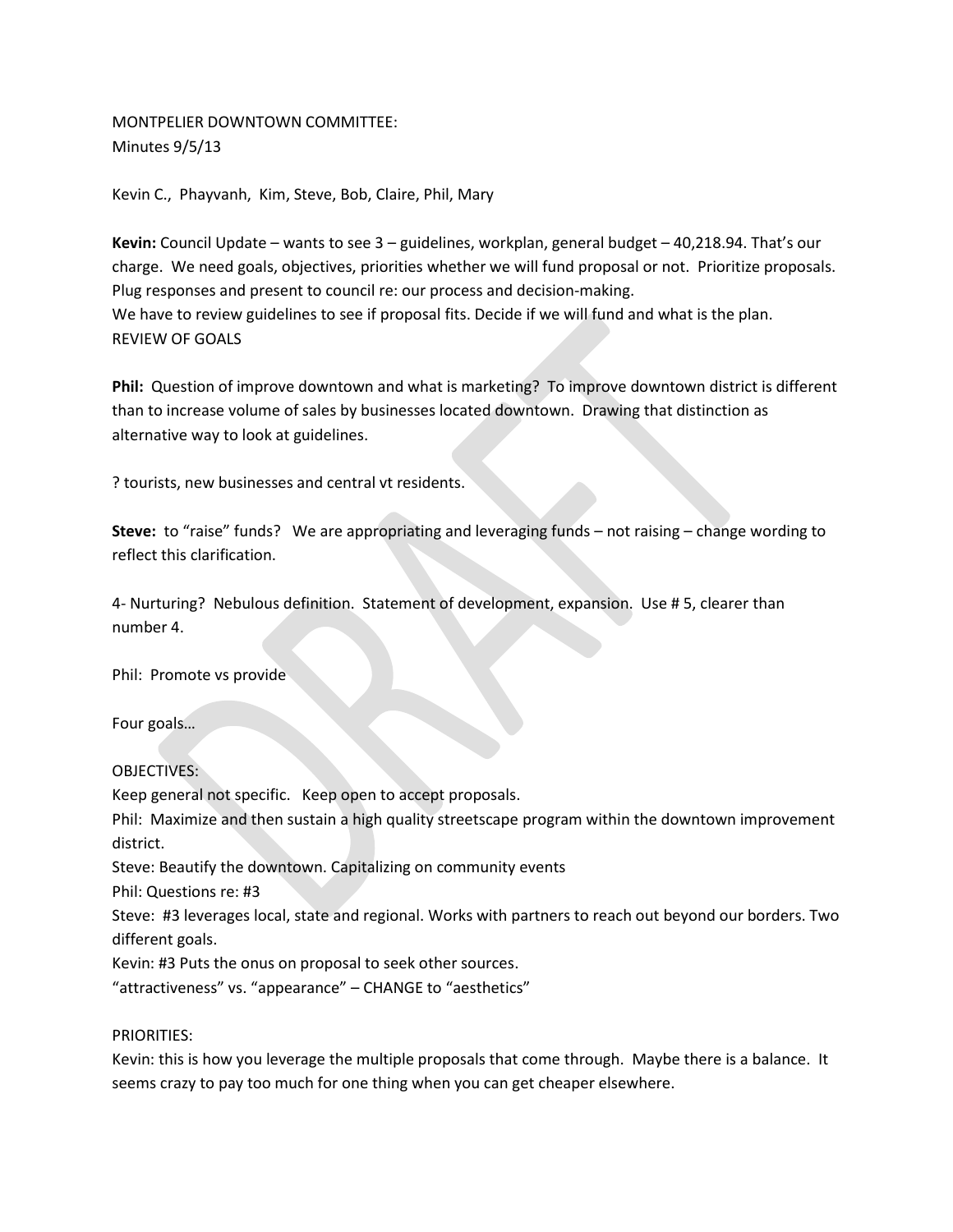MONTPELIER DOWNTOWN COMMITTEE:
Minutes 9/5/13

Kevin C., Phayvanh, Kim, Steve, Bob, Claire, Phil, Mary

**Kevin:** Council Update – wants to see 3 – guidelines, workplan, general budget – 40,218.94. That's our charge. We need goals, objectives, priorities whether we will fund proposal or not. Prioritize proposals. Plug responses and present to council re: our process and decision-making.
We have to review guidelines to see if proposal fits. Decide if we will fund and what is the plan.
REVIEW OF GOALS

**Phil:** Question of improve downtown and what is marketing? To improve downtown district is different than to increase volume of sales by businesses located downtown. Drawing that distinction as alternative way to look at guidelines.

? tourists, new businesses and central vt residents.

**Steve:** to "raise" funds? We are appropriating and leveraging funds – not raising – change wording to reflect this clarification.

4- Nurturing? Nebulous definition. Statement of development, expansion. Use # 5, clearer than number 4.

Phil: Promote vs provide

Four goals…

OBJECTIVES:
Keep general not specific. Keep open to accept proposals.
Phil: Maximize and then sustain a high quality streetscape program within the downtown improvement district.
Steve: Beautify the downtown. Capitalizing on community events
Phil: Questions re: #3
Steve: #3 leverages local, state and regional. Works with partners to reach out beyond our borders. Two different goals.
Kevin: #3 Puts the onus on proposal to seek other sources.
"attractiveness" vs. "appearance" – CHANGE to "aesthetics"

PRIORITIES:
Kevin: this is how you leverage the multiple proposals that come through. Maybe there is a balance. It seems crazy to pay too much for one thing when you can get cheaper elsewhere.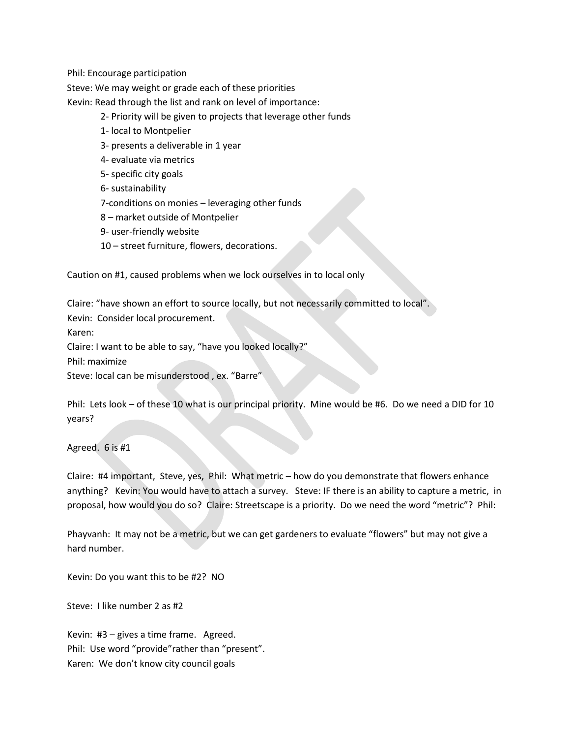Phil: Encourage participation

Steve: We may weight or grade each of these priorities

Kevin: Read through the list and rank on level of importance:

- 2- Priority will be given to projects that leverage other funds
- 1- local to Montpelier
- 3- presents a deliverable in 1 year
- 4- evaluate via metrics
- 5- specific city goals
- 6- sustainability
- 7-conditions on monies – leveraging other funds
- 8 – market outside of Montpelier
- 9- user-friendly website
- 10 – street furniture, flowers, decorations.

Caution on #1, caused problems when we lock ourselves in to local only

Claire: "have shown an effort to source locally, but not necessarily committed to local".

Kevin: Consider local procurement.

Karen:

Claire: I want to be able to say, "have you looked locally?"

Phil: maximize

Steve: local can be misunderstood , ex. "Barre"

Phil: Lets look – of these 10 what is our principal priority. Mine would be #6. Do we need a DID for 10 years?

Agreed. 6 is #1

Claire: #4 important, Steve, yes, Phil: What metric – how do you demonstrate that flowers enhance anything? Kevin: You would have to attach a survey. Steve: IF there is an ability to capture a metric, in proposal, how would you do so? Claire: Streetscape is a priority. Do we need the word "metric"? Phil:

Phayvanh: It may not be a metric, but we can get gardeners to evaluate "flowers" but may not give a hard number.

Kevin: Do you want this to be #2? NO

Steve: I like number 2 as #2

Kevin: #3 – gives a time frame. Agreed.

Phil: Use word "provide"rather than "present".

Karen: We don't know city council goals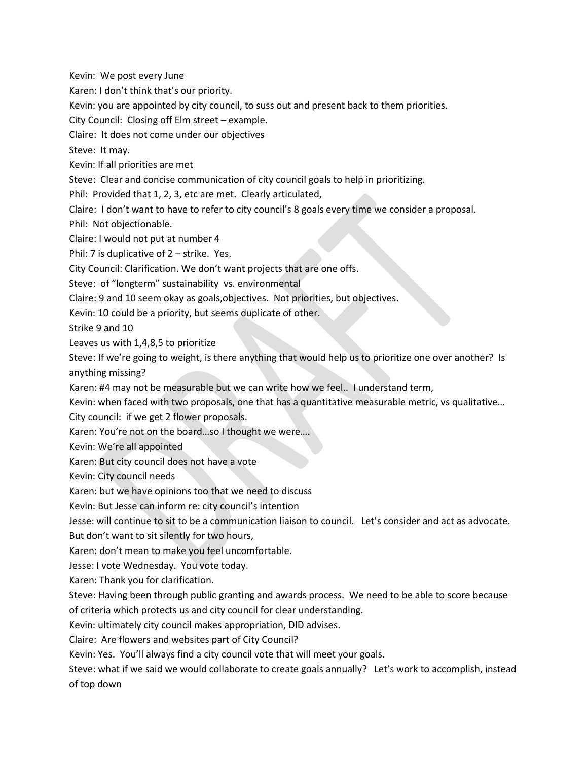Kevin: We post every June

Karen: I don't think that's our priority.

Kevin: you are appointed by city council, to suss out and present back to them priorities.

City Council: Closing off Elm street – example.

Claire: It does not come under our objectives

Steve: It may.

Kevin: If all priorities are met

Steve: Clear and concise communication of city council goals to help in prioritizing.

Phil: Provided that 1, 2, 3, etc are met. Clearly articulated,

Claire: I don't want to have to refer to city council's 8 goals every time we consider a proposal.

Phil: Not objectionable.

Claire: I would not put at number 4

Phil: 7 is duplicative of 2 – strike. Yes.

City Council: Clarification. We don't want projects that are one offs.

Steve: of "longterm" sustainability vs. environmental

Claire: 9 and 10 seem okay as goals,objectives. Not priorities, but objectives.

Kevin: 10 could be a priority, but seems duplicate of other.

Strike 9 and 10

Leaves us with 1,4,8,5 to prioritize

Steve: If we're going to weight, is there anything that would help us to prioritize one over another? Is anything missing?

Karen: #4 may not be measurable but we can write how we feel.. I understand term,

Kevin: when faced with two proposals, one that has a quantitative measurable metric, vs qualitative…

City council: if we get 2 flower proposals.

Karen: You're not on the board…so I thought we were….

Kevin: We're all appointed

Karen: But city council does not have a vote

Kevin: City council needs

Karen: but we have opinions too that we need to discuss

Kevin: But Jesse can inform re: city council's intention

Jesse: will continue to sit to be a communication liaison to council. Let's consider and act as advocate. But don't want to sit silently for two hours,

Karen: don't mean to make you feel uncomfortable.

Jesse: I vote Wednesday. You vote today.

Karen: Thank you for clarification.

Steve: Having been through public granting and awards process. We need to be able to score because of criteria which protects us and city council for clear understanding.

Kevin: ultimately city council makes appropriation, DID advises.

Claire: Are flowers and websites part of City Council?

Kevin: Yes. You'll always find a city council vote that will meet your goals.

Steve: what if we said we would collaborate to create goals annually? Let's work to accomplish, instead of top down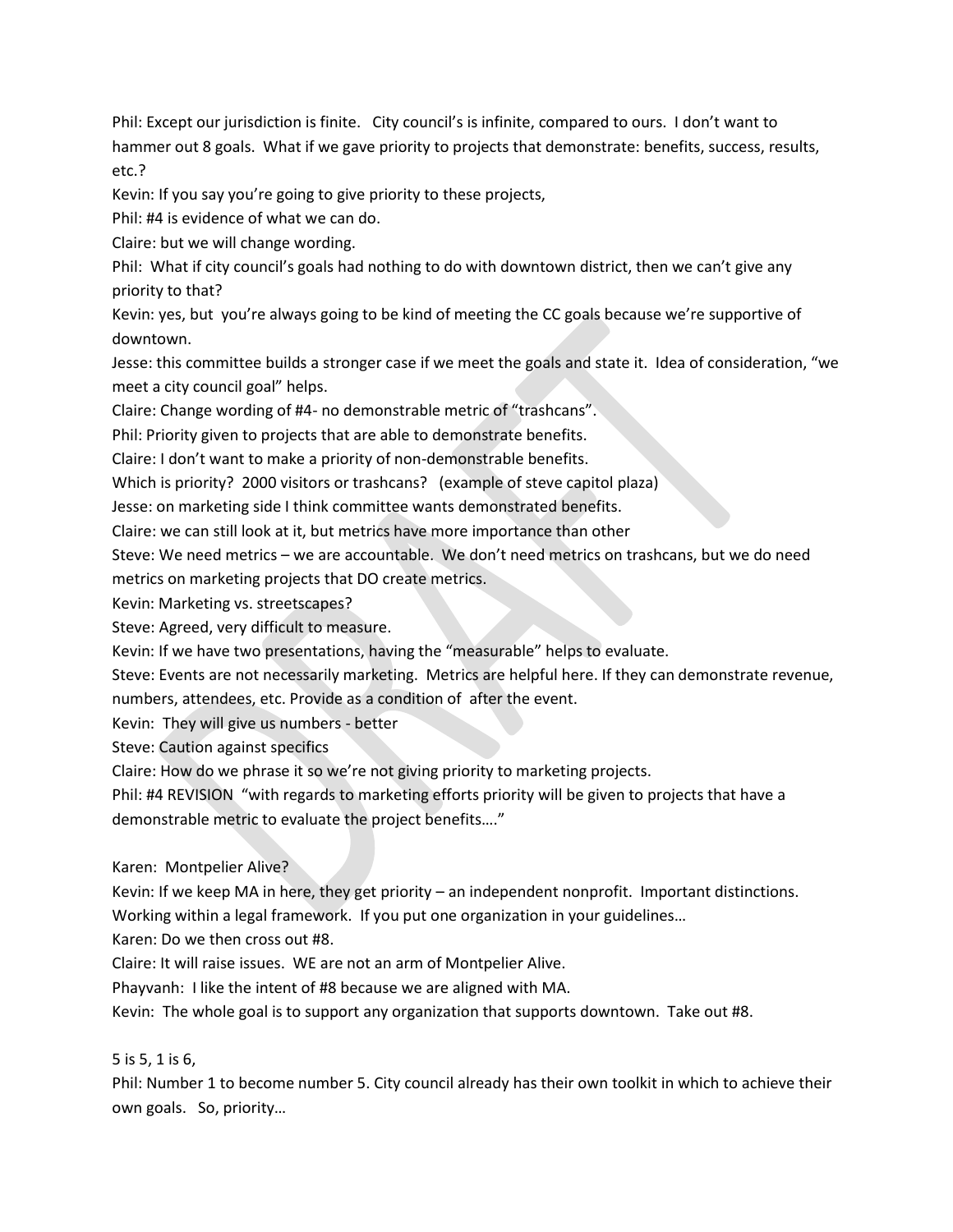Phil: Except our jurisdiction is finite. City council's is infinite, compared to ours. I don't want to hammer out 8 goals. What if we gave priority to projects that demonstrate: benefits, success, results, etc.?

Kevin: If you say you're going to give priority to these projects,

Phil: #4 is evidence of what we can do.

Claire: but we will change wording.

Phil: What if city council's goals had nothing to do with downtown district, then we can't give any priority to that?

Kevin: yes, but you're always going to be kind of meeting the CC goals because we're supportive of downtown.

Jesse: this committee builds a stronger case if we meet the goals and state it. Idea of consideration, "we meet a city council goal" helps.

Claire: Change wording of #4- no demonstrable metric of "trashcans".

Phil: Priority given to projects that are able to demonstrate benefits.

Claire: I don't want to make a priority of non-demonstrable benefits.

Which is priority? 2000 visitors or trashcans? (example of steve capitol plaza)

Jesse: on marketing side I think committee wants demonstrated benefits.

Claire: we can still look at it, but metrics have more importance than other

Steve: We need metrics – we are accountable. We don't need metrics on trashcans, but we do need metrics on marketing projects that DO create metrics.

Kevin: Marketing vs. streetscapes?

Steve: Agreed, very difficult to measure.

Kevin: If we have two presentations, having the "measurable" helps to evaluate.

Steve: Events are not necessarily marketing. Metrics are helpful here. If they can demonstrate revenue, numbers, attendees, etc. Provide as a condition of after the event.

Kevin: They will give us numbers - better

Steve: Caution against specifics

Claire: How do we phrase it so we're not giving priority to marketing projects.

Phil: #4 REVISION "with regards to marketing efforts priority will be given to projects that have a demonstrable metric to evaluate the project benefits…."

Karen: Montpelier Alive?

Kevin: If we keep MA in here, they get priority – an independent nonprofit. Important distinctions. Working within a legal framework. If you put one organization in your guidelines…

Karen: Do we then cross out #8.

Claire: It will raise issues. WE are not an arm of Montpelier Alive.

Phayvanh: I like the intent of #8 because we are aligned with MA.

Kevin: The whole goal is to support any organization that supports downtown. Take out #8.

5 is 5, 1 is 6,

Phil: Number 1 to become number 5. City council already has their own toolkit in which to achieve their own goals. So, priority…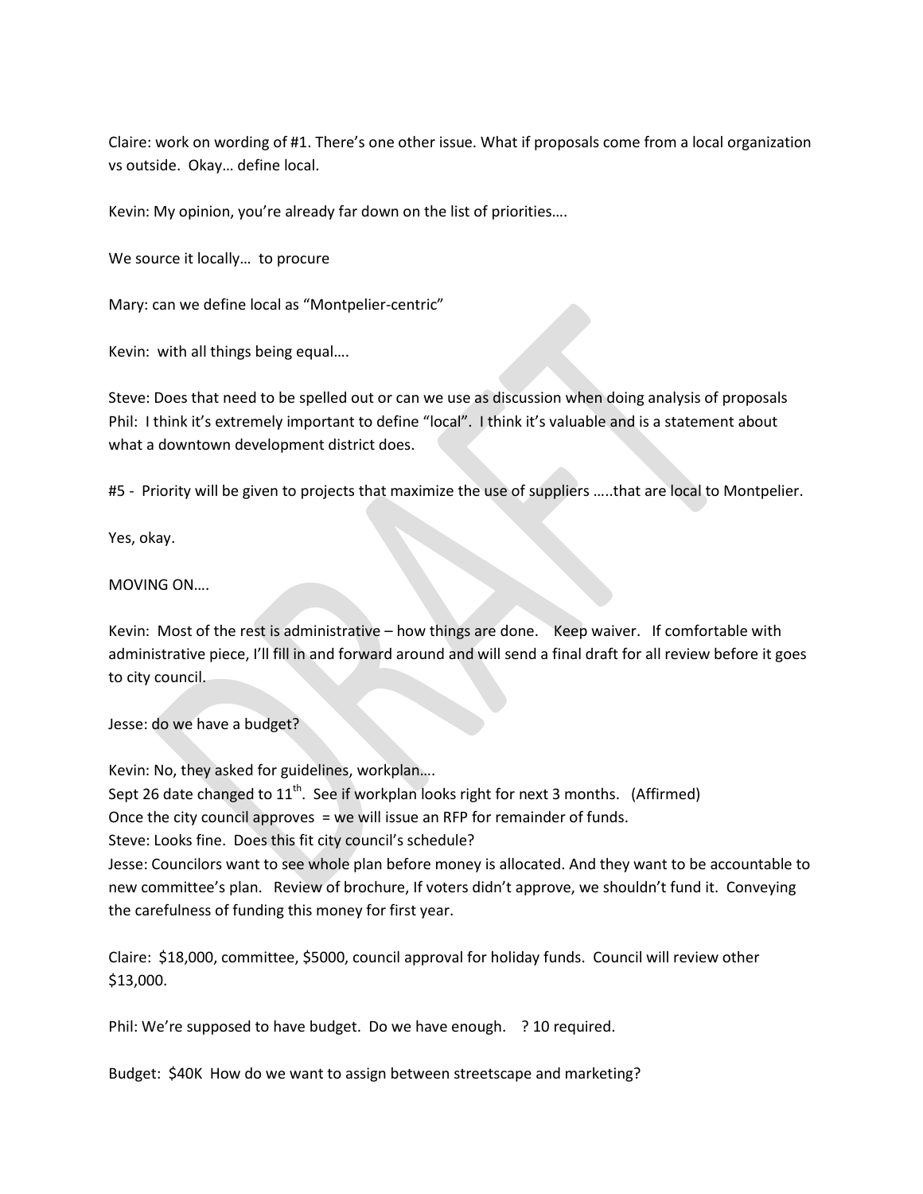Claire: work on wording of #1. There's one other issue. What if proposals come from a local organization vs outside. Okay… define local.

Kevin: My opinion, you're already far down on the list of priorities….

We source it locally… to procure

Mary: can we define local as "Montpelier-centric"

Kevin: with all things being equal….

Steve: Does that need to be spelled out or can we use as discussion when doing analysis of proposals
Phil: I think it's extremely important to define "local". I think it's valuable and is a statement about what a downtown development district does.

#5 - Priority will be given to projects that maximize the use of suppliers …..that are local to Montpelier.

Yes, okay.

MOVING ON….

Kevin: Most of the rest is administrative – how things are done. Keep waiver. If comfortable with administrative piece, I'll fill in and forward around and will send a final draft for all review before it goes to city council.

Jesse: do we have a budget?

Kevin: No, they asked for guidelines, workplan….
Sept 26 date changed to 11th. See if workplan looks right for next 3 months. (Affirmed)
Once the city council approves = we will issue an RFP for remainder of funds.
Steve: Looks fine. Does this fit city council's schedule?
Jesse: Councilors want to see whole plan before money is allocated. And they want to be accountable to new committee's plan. Review of brochure, If voters didn't approve, we shouldn't fund it. Conveying the carefulness of funding this money for first year.

Claire: $18,000, committee, $5000, council approval for holiday funds. Council will review other $13,000.

Phil: We're supposed to have budget. Do we have enough. ? 10 required.

Budget: $40K How do we want to assign between streetscape and marketing?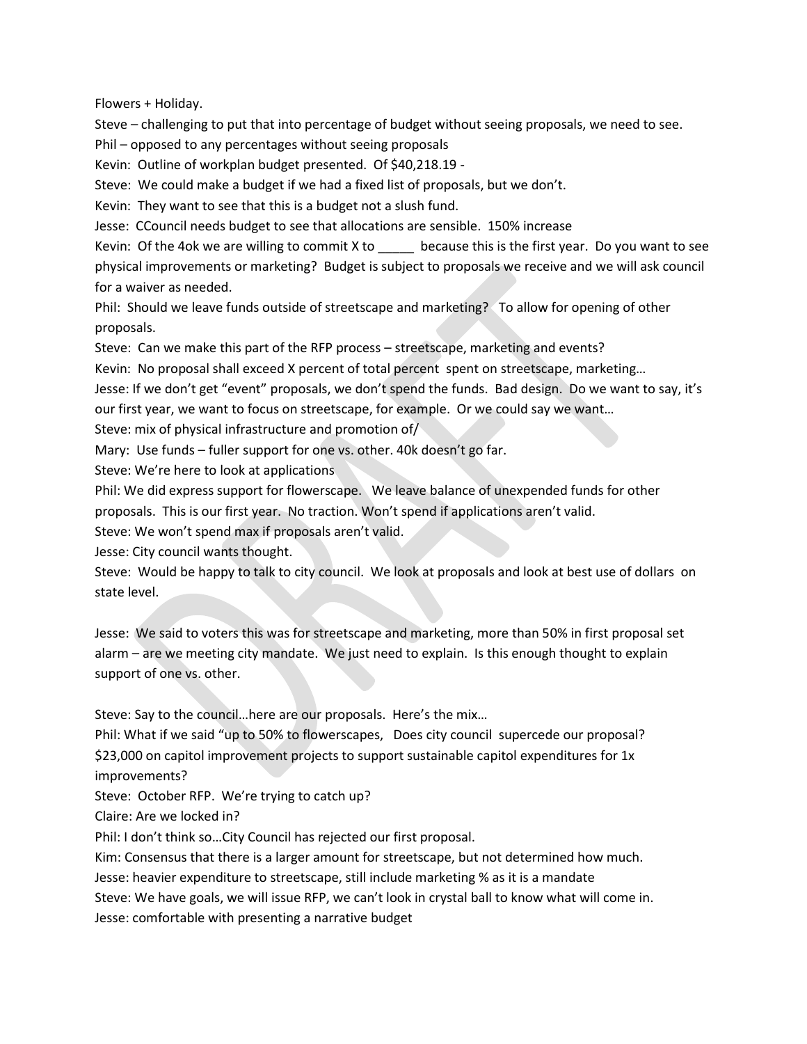Flowers + Holiday.

Steve – challenging to put that into percentage of budget without seeing proposals, we need to see.

Phil – opposed to any percentages without seeing proposals

Kevin: Outline of workplan budget presented. Of $40,218.19 -

Steve: We could make a budget if we had a fixed list of proposals, but we don't.

Kevin: They want to see that this is a budget not a slush fund.

Jesse: CCouncil needs budget to see that allocations are sensible. 150% increase

Kevin: Of the 4ok we are willing to commit X to _____ because this is the first year. Do you want to see physical improvements or marketing? Budget is subject to proposals we receive and we will ask council for a waiver as needed.

Phil: Should we leave funds outside of streetscape and marketing? To allow for opening of other proposals.

Steve: Can we make this part of the RFP process – streetscape, marketing and events?

Kevin: No proposal shall exceed X percent of total percent spent on streetscape, marketing…

Jesse: If we don't get "event" proposals, we don't spend the funds. Bad design. Do we want to say, it's our first year, we want to focus on streetscape, for example. Or we could say we want…

Steve: mix of physical infrastructure and promotion of/

Mary: Use funds – fuller support for one vs. other. 40k doesn't go far.

Steve: We're here to look at applications

Phil: We did express support for flowerscape. We leave balance of unexpended funds for other proposals. This is our first year. No traction. Won't spend if applications aren't valid.

Steve: We won't spend max if proposals aren't valid.

Jesse: City council wants thought.

Steve: Would be happy to talk to city council. We look at proposals and look at best use of dollars on state level.

Jesse: We said to voters this was for streetscape and marketing, more than 50% in first proposal set alarm – are we meeting city mandate. We just need to explain. Is this enough thought to explain support of one vs. other.

Steve: Say to the council…here are our proposals. Here's the mix…

Phil: What if we said "up to 50% to flowerscapes, Does city council supercede our proposal? $23,000 on capitol improvement projects to support sustainable capitol expenditures for 1x improvements?

Steve: October RFP. We're trying to catch up?

Claire: Are we locked in?

Phil: I don't think so…City Council has rejected our first proposal.

Kim: Consensus that there is a larger amount for streetscape, but not determined how much.

Jesse: heavier expenditure to streetscape, still include marketing % as it is a mandate

Steve: We have goals, we will issue RFP, we can't look in crystal ball to know what will come in.

Jesse: comfortable with presenting a narrative budget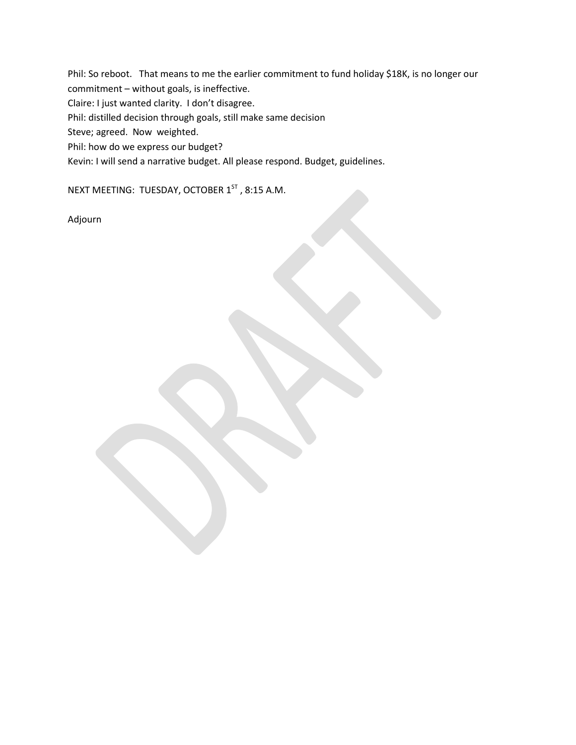Phil: So reboot. That means to me the earlier commitment to fund holiday $18K, is no longer our commitment – without goals, is ineffective.
Claire: I just wanted clarity. I don't disagree.
Phil: distilled decision through goals, still make same decision
Steve; agreed. Now weighted.
Phil: how do we express our budget?
Kevin: I will send a narrative budget. All please respond. Budget, guidelines.

NEXT MEETING: TUESDAY, OCTOBER 1ST , 8:15 A.M.

Adjourn